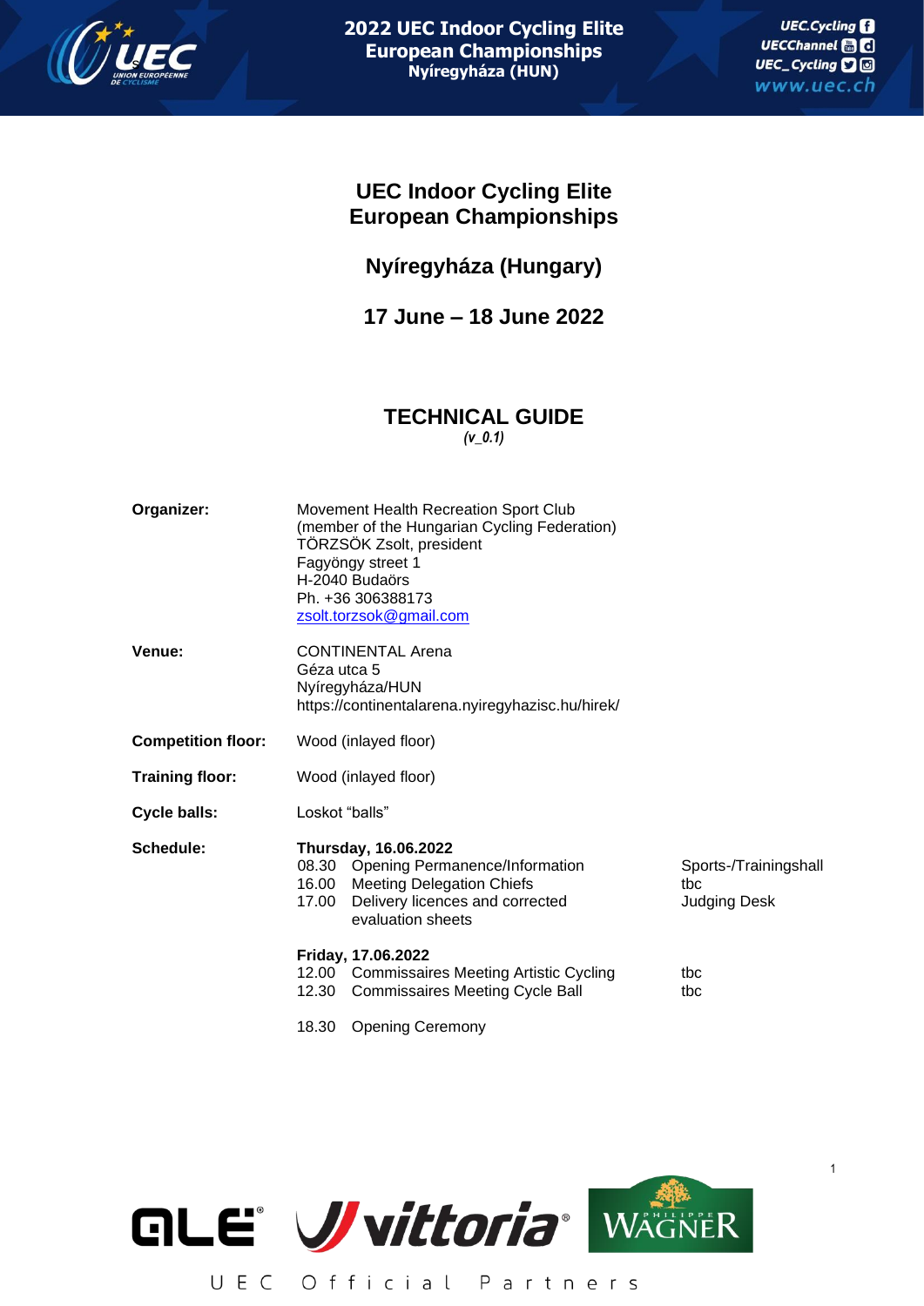# UEC Indoor Cycling Elite European Championships

## Nyíregyháza (Hungary)

## 17 June – 18 June 2022

# TECHNICAL GUIDE

*(v_0.1)*

**Organizer:**
Movement Health Recreation Sport Club
(member of the Hungarian Cycling Federation)
TÖRZSÖK Zsolt, president
Fagyöngy street 1
H-2040 Budaörs
Ph. +36 306388173
zsolt.torzsok@gmail.com

**Venue:**
CONTINENTAL Arena
Géza utca 5
Nyíregyháza/HUN
https://continentalarena.nyiregyhazisc.hu/hirek/

**Competition floor:** Wood (inlayed floor)

**Training floor:** Wood (inlayed floor)

**Cycle balls:** Loskot "balls"

**Schedule:**

**Thursday, 16.06.2022**

| Time | Event | Location |
|---|---|---|
| 08.30 | Opening Permanence/Information | Sports-/Trainingshall |
| 16.00 | Meeting Delegation Chiefs | tbc |
| 17.00 | Delivery licences and corrected evaluation sheets | Judging Desk |

**Friday, 17.06.2022**

| Time | Event | Location |
|---|---|---|
| 12.00 | Commissaires Meeting Artistic Cycling | tbc |
| 12.30 | Commissaires Meeting Cycle Ball | tbc |
| 18.30 | Opening Ceremony | |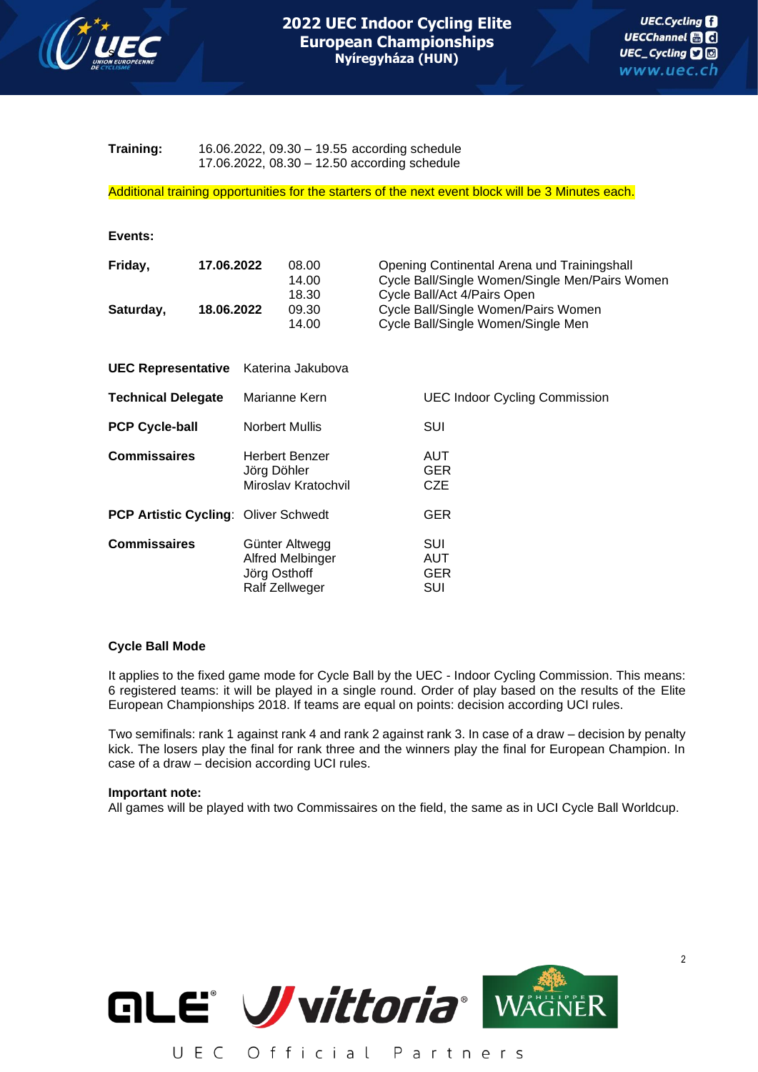**Training:** 16.06.2022, 09.30 – 19.55 according schedule
17.06.2022, 08.30 – 12.50 according schedule

Additional training opportunities for the starters of the next event block will be 3 Minutes each.

**Events:**

| | | | |
|---|---|---|---|
| **Friday,** | **17.06.2022** | 08.00 | Opening Continental Arena und Trainingshall |
| | | 14.00 | Cycle Ball/Single Women/Single Men/Pairs Women |
| | | 18.30 | Cycle Ball/Act 4/Pairs Open |
| **Saturday,** | **18.06.2022** | 09.30 | Cycle Ball/Single Women/Pairs Women |
| | | 14.00 | Cycle Ball/Single Women/Single Men |

| | | |
|---|---|---|
| **UEC Representative** | Katerina Jakubova | |
| **Technical Delegate** | Marianne Kern | UEC Indoor Cycling Commission |
| **PCP Cycle-ball** | Norbert Mullis | SUI |
| **Commissaires** | Herbert Benzer | AUT |
| | Jörg Döhler | GER |
| | Miroslav Kratochvil | CZE |
| **PCP Artistic Cycling**: | Oliver Schwedt | GER |
| **Commissaires** | Günter Altwegg | SUI |
| | Alfred Melbinger | AUT |
| | Jörg Osthoff | GER |
| | Ralf Zellweger | SUI |

**Cycle Ball Mode**

It applies to the fixed game mode for Cycle Ball by the UEC - Indoor Cycling Commission. This means: 6 registered teams: it will be played in a single round. Order of play based on the results of the Elite European Championships 2018. If teams are equal on points: decision according UCI rules.

Two semifinals: rank 1 against rank 4 and rank 2 against rank 3. In case of a draw – decision by penalty kick. The losers play the final for rank three and the winners play the final for European Champion. In case of a draw – decision according UCI rules.

**Important note:**
All games will be played with two Commissaires on the field, the same as in UCI Cycle Ball Worldcup.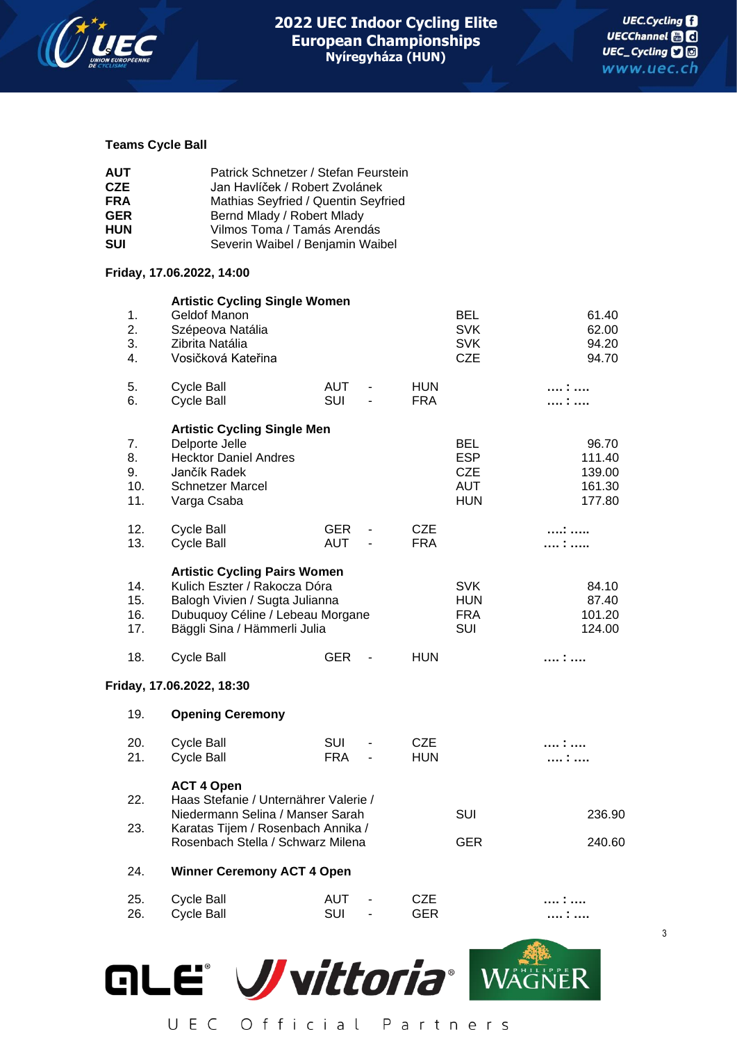### Teams Cycle Ball

| | |
|---|---|
| **AUT** | Patrick Schnetzer / Stefan Feurstein |
| **CZE** | Jan Havlíček / Robert Zvolánek |
| **FRA** | Mathias Seyfried / Quentin Seyfried |
| **GER** | Bernd Mlady / Robert Mlady |
| **HUN** | Vilmos Toma / Tamás Arendás |
| **SUI** | Severin Waibel / Benjamin Waibel |

### Friday, 17.06.2022, 14:00

| No. | Event | | | | Nation | Result |
|---|---|---|---|---|---|---|
| | **Artistic Cycling Single Women** | | | | | |
| 1. | Geldof Manon | | | | BEL | 61.40 |
| 2. | Szépeova Natália | | | | SVK | 62.00 |
| 3. | Zibrita Natália | | | | SVK | 94.20 |
| 4. | Vosičková Kateřina | | | | CZE | 94.70 |
| 5. | Cycle Ball | AUT | - | HUN | | .... : .... |
| 6. | Cycle Ball | SUI | - | FRA | | .... : .... |
| | **Artistic Cycling Single Men** | | | | | |
| 7. | Delporte Jelle | | | | BEL | 96.70 |
| 8. | Hecktor Daniel Andres | | | | ESP | 111.40 |
| 9. | Jančík Radek | | | | CZE | 139.00 |
| 10. | Schnetzer Marcel | | | | AUT | 161.30 |
| 11. | Varga Csaba | | | | HUN | 177.80 |
| 12. | Cycle Ball | GER | - | CZE | | ....: ..... |
| 13. | Cycle Ball | AUT | - | FRA | | .... : ..... |
| | **Artistic Cycling Pairs Women** | | | | | |
| 14. | Kulich Eszter / Rakocza Dóra | | | | SVK | 84.10 |
| 15. | Balogh Vivien / Sugta Julianna | | | | HUN | 87.40 |
| 16. | Dubuquoy Céline / Lebeau Morgane | | | | FRA | 101.20 |
| 17. | Bäggli Sina / Hämmerli Julia | | | | SUI | 124.00 |
| 18. | Cycle Ball | GER | - | HUN | | .... : .... |

### Friday, 17.06.2022, 18:30

| No. | Event | | | | Nation | Result |
|---|---|---|---|---|---|---|
| 19. | **Opening Ceremony** | | | | | |
| 20. | Cycle Ball | SUI | - | CZE | | .... : .... |
| 21. | Cycle Ball | FRA | - | HUN | | .... : .... |
| | **ACT 4 Open** | | | | | |
| 22. | Haas Stefanie / Unternährer Valerie / Niedermann Selina / Manser Sarah | | | | SUI | 236.90 |
| 23. | Karatas Tijem / Rosenbach Annika / Rosenbach Stella / Schwarz Milena | | | | GER | 240.60 |
| 24. | **Winner Ceremony ACT 4 Open** | | | | | |
| 25. | Cycle Ball | AUT | - | CZE | | .... : .... |
| 26. | Cycle Ball | SUI | - | GER | | .... : .... |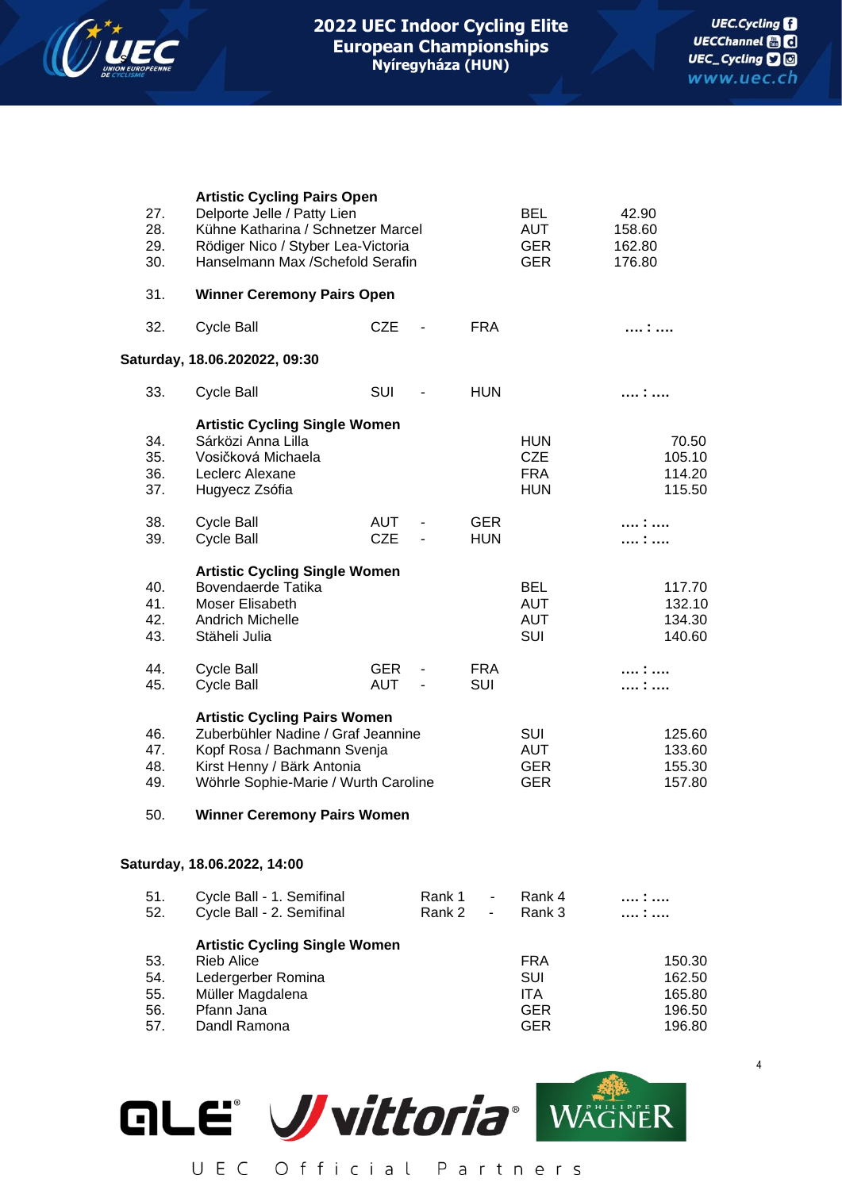# 2022 UEC Indoor Cycling Elite European Championships
## Nyíregyháza (HUN)

| | | | | | |
|---|---|---|---|---|---|
| | **Artistic Cycling Pairs Open** | | | | |
| 27. | Delporte Jelle / Patty Lien | | | BEL | 42.90 |
| 28. | Kühne Katharina / Schnetzer Marcel | | | AUT | 158.60 |
| 29. | Rödiger Nico / Styber Lea-Victoria | | | GER | 162.80 |
| 30. | Hanselmann Max /Schefold Serafin | | | GER | 176.80 |
| 31. | **Winner Ceremony Pairs Open** | | | | |
| 32. | Cycle Ball | CZE | - | FRA | **.... : ....** |

**Saturday, 18.06.202022, 09:30**

| | | | | | |
|---|---|---|---|---|---|
| 33. | Cycle Ball | SUI | - | HUN | **.... : ....** |
| | **Artistic Cycling Single Women** | | | | |
| 34. | Sárközi Anna Lilla | | | HUN | 70.50 |
| 35. | Vosičková Michaela | | | CZE | 105.10 |
| 36. | Leclerc Alexane | | | FRA | 114.20 |
| 37. | Hugyecz Zsófia | | | HUN | 115.50 |
| 38. | Cycle Ball | AUT | - | GER | **.... : ....** |
| 39. | Cycle Ball | CZE | - | HUN | **.... : ....** |
| | **Artistic Cycling Single Women** | | | | |
| 40. | Bovendaerde Tatika | | | BEL | 117.70 |
| 41. | Moser Elisabeth | | | AUT | 132.10 |
| 42. | Andrich Michelle | | | AUT | 134.30 |
| 43. | Stäheli Julia | | | SUI | 140.60 |
| 44. | Cycle Ball | GER | - | FRA | **.... : ....** |
| 45. | Cycle Ball | AUT | - | SUI | **.... : ....** |
| | **Artistic Cycling Pairs Women** | | | | |
| 46. | Zuberbühler Nadine / Graf Jeannine | | | SUI | 125.60 |
| 47. | Kopf Rosa / Bachmann Svenja | | | AUT | 133.60 |
| 48. | Kirst Henny / Bärk Antonia | | | GER | 155.30 |
| 49. | Wöhrle Sophie-Marie / Wurth Caroline | | | GER | 157.80 |
| 50. | **Winner Ceremony Pairs Women** | | | | |

**Saturday, 18.06.2022, 14:00**

| | | | | | |
|---|---|---|---|---|---|
| 51. | Cycle Ball - 1. Semifinal | Rank 1 | - | Rank 4 | **.... : ....** |
| 52. | Cycle Ball - 2. Semifinal | Rank 2 | - | Rank 3 | **.... : ....** |
| | **Artistic Cycling Single Women** | | | | |
| 53. | Rieb Alice | | | FRA | 150.30 |
| 54. | Ledergerber Romina | | | SUI | 162.50 |
| 55. | Müller Magdalena | | | ITA | 165.80 |
| 56. | Pfann Jana | | | GER | 196.50 |
| 57. | Dandl Ramona | | | GER | 196.80 |

UEC Official Partners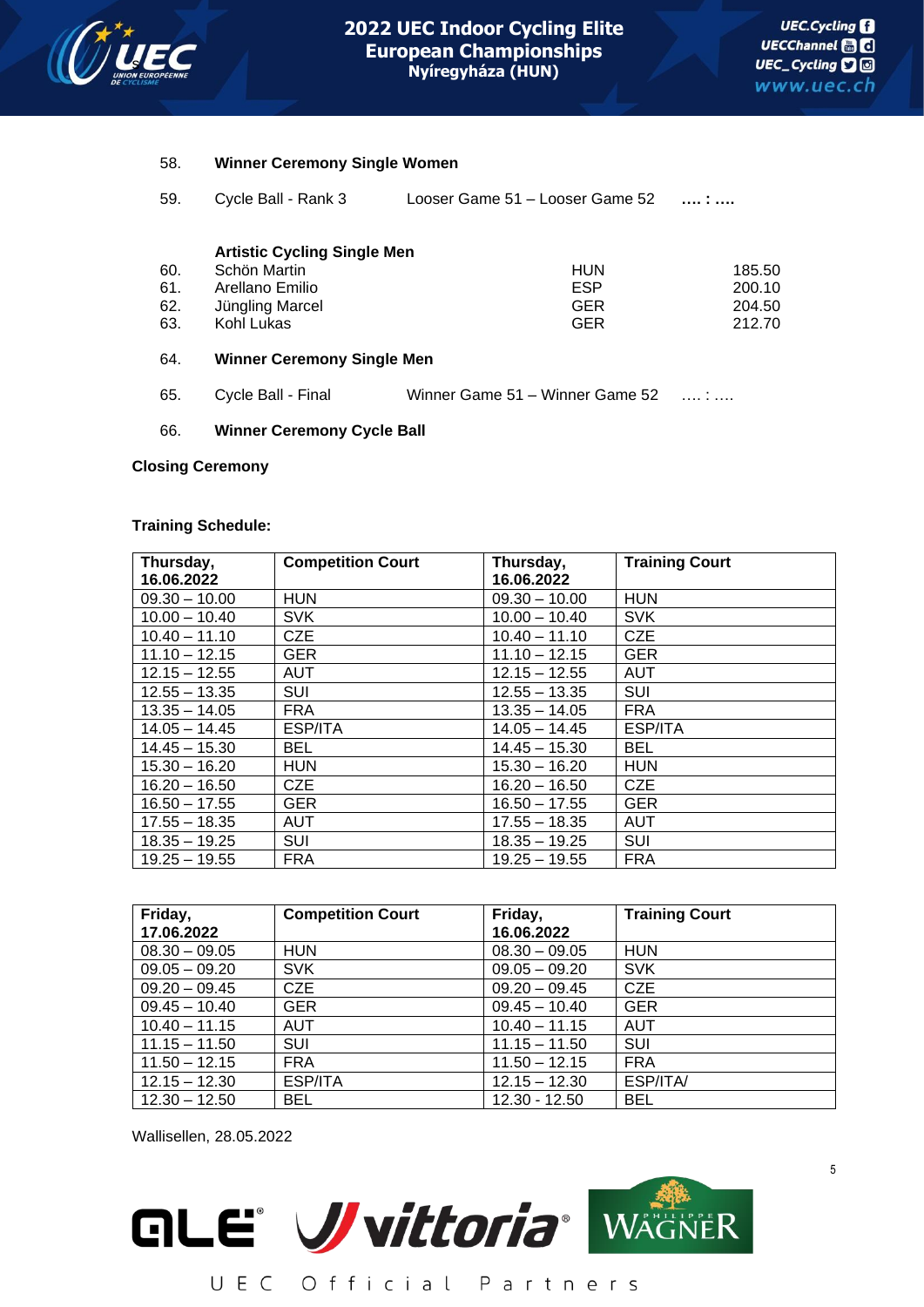58. **Winner Ceremony Single Women**

59. Cycle Ball - Rank 3 Looser Game 51 – Looser Game 52 **…. : ….**

**Artistic Cycling Single Men**

| | | | |
|---|---|---|---|
| 60. | Schön Martin | HUN | 185.50 |
| 61. | Arellano Emilio | ESP | 200.10 |
| 62. | Jüngling Marcel | GER | 204.50 |
| 63. | Kohl Lukas | GER | 212.70 |

64. **Winner Ceremony Single Men**

65. Cycle Ball - Final Winner Game 51 – Winner Game 52 …. : ….

66. **Winner Ceremony Cycle Ball**

**Closing Ceremony**

**Training Schedule:**

| Thursday, 16.06.2022 | Competition Court | Thursday, 16.06.2022 | Training Court |
|---|---|---|---|
| 09.30 – 10.00 | HUN | 09.30 – 10.00 | HUN |
| 10.00 – 10.40 | SVK | 10.00 – 10.40 | SVK |
| 10.40 – 11.10 | CZE | 10.40 – 11.10 | CZE |
| 11.10 – 12.15 | GER | 11.10 – 12.15 | GER |
| 12.15 – 12.55 | AUT | 12.15 – 12.55 | AUT |
| 12.55 – 13.35 | SUI | 12.55 – 13.35 | SUI |
| 13.35 – 14.05 | FRA | 13.35 – 14.05 | FRA |
| 14.05 – 14.45 | ESP/ITA | 14.05 – 14.45 | ESP/ITA |
| 14.45 – 15.30 | BEL | 14.45 – 15.30 | BEL |
| 15.30 – 16.20 | HUN | 15.30 – 16.20 | HUN |
| 16.20 – 16.50 | CZE | 16.20 – 16.50 | CZE |
| 16.50 – 17.55 | GER | 16.50 – 17.55 | GER |
| 17.55 – 18.35 | AUT | 17.55 – 18.35 | AUT |
| 18.35 – 19.25 | SUI | 18.35 – 19.25 | SUI |
| 19.25 – 19.55 | FRA | 19.25 – 19.55 | FRA |

| Friday, 17.06.2022 | Competition Court | Friday, 16.06.2022 | Training Court |
|---|---|---|---|
| 08.30 – 09.05 | HUN | 08.30 – 09.05 | HUN |
| 09.05 – 09.20 | SVK | 09.05 – 09.20 | SVK |
| 09.20 – 09.45 | CZE | 09.20 – 09.45 | CZE |
| 09.45 – 10.40 | GER | 09.45 – 10.40 | GER |
| 10.40 – 11.15 | AUT | 10.40 – 11.15 | AUT |
| 11.15 – 11.50 | SUI | 11.15 – 11.50 | SUI |
| 11.50 – 12.15 | FRA | 11.50 – 12.15 | FRA |
| 12.15 – 12.30 | ESP/ITA | 12.15 - 12.30 | ESP/ITA/ |
| 12.30 – 12.50 | BEL | 12.30 - 12.50 | BEL |

Wallisellen, 28.05.2022